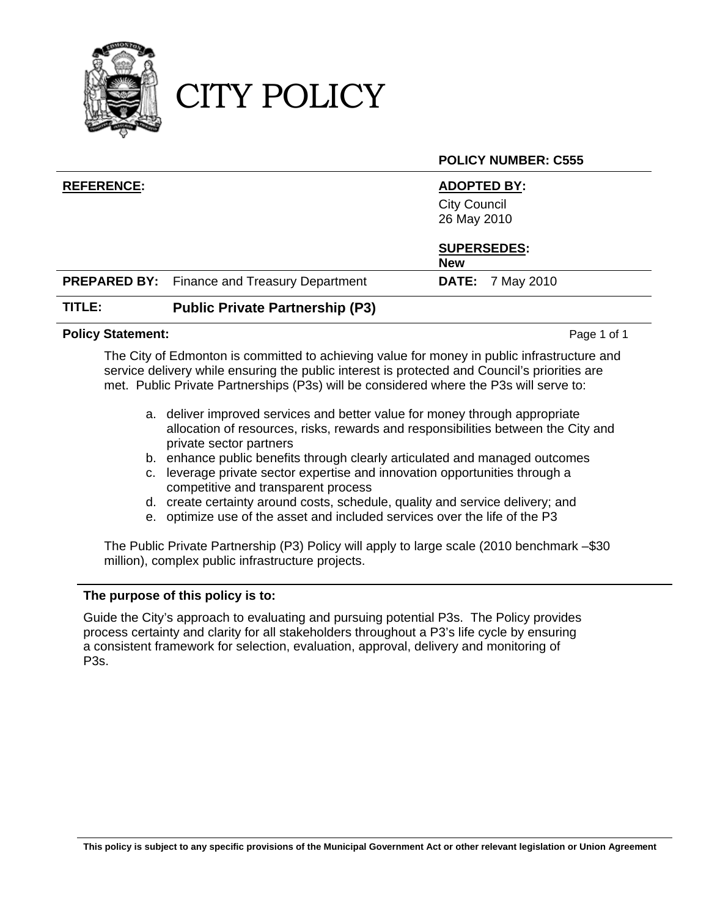# CITY POLICY

**POLICY NUMBER: C555**

| | | |
|---|---|---|
| **REFERENCE:** | | **ADOPTED BY:** City Council 26 May 2010 |
| | | **SUPERSEDES:** New |
| **PREPARED BY:** | Finance and Treasury Department | **DATE:** 7 May 2010 |
| **TITLE:** | **Public Private Partnership (P3)** | |

**Policy Statement:**

The City of Edmonton is committed to achieving value for money in public infrastructure and service delivery while ensuring the public interest is protected and Council's priorities are met. Public Private Partnerships (P3s) will be considered where the P3s will serve to:

a. deliver improved services and better value for money through appropriate allocation of resources, risks, rewards and responsibilities between the City and private sector partners
b. enhance public benefits through clearly articulated and managed outcomes
c. leverage private sector expertise and innovation opportunities through a competitive and transparent process
d. create certainty around costs, schedule, quality and service delivery; and
e. optimize use of the asset and included services over the life of the P3

The Public Private Partnership (P3) Policy will apply to large scale (2010 benchmark –$30 million), complex public infrastructure projects.

**The purpose of this policy is to:**

Guide the City's approach to evaluating and pursuing potential P3s. The Policy provides process certainty and clarity for all stakeholders throughout a P3's life cycle by ensuring a consistent framework for selection, evaluation, approval, delivery and monitoring of P3s.

**This policy is subject to any specific provisions of the Municipal Government Act or other relevant legislation or Union Agreement**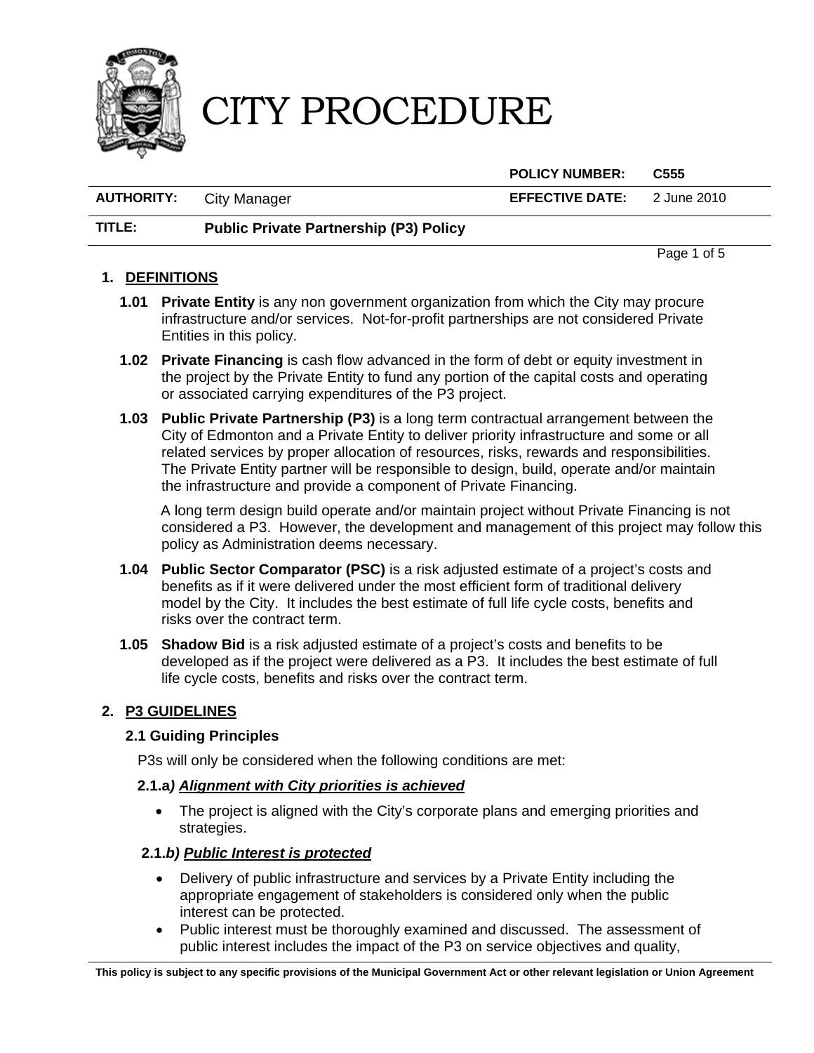# CITY PROCEDURE

| | | | |
|---|---|---|---|
| | | **POLICY NUMBER:** | **C555** |
| **AUTHORITY:** | City Manager | **EFFECTIVE DATE:** | 2 June 2010 |
| **TITLE:** | **Public Private Partnership (P3) Policy** | | |

## 1. DEFINITIONS

**1.01 Private Entity** is any non government organization from which the City may procure infrastructure and/or services. Not-for-profit partnerships are not considered Private Entities in this policy.

**1.02 Private Financing** is cash flow advanced in the form of debt or equity investment in the project by the Private Entity to fund any portion of the capital costs and operating or associated carrying expenditures of the P3 project.

**1.03 Public Private Partnership (P3)** is a long term contractual arrangement between the City of Edmonton and a Private Entity to deliver priority infrastructure and some or all related services by proper allocation of resources, risks, rewards and responsibilities. The Private Entity partner will be responsible to design, build, operate and/or maintain the infrastructure and provide a component of Private Financing.

A long term design build operate and/or maintain project without Private Financing is not considered a P3. However, the development and management of this project may follow this policy as Administration deems necessary.

**1.04 Public Sector Comparator (PSC)** is a risk adjusted estimate of a project's costs and benefits as if it were delivered under the most efficient form of traditional delivery model by the City. It includes the best estimate of full life cycle costs, benefits and risks over the contract term.

**1.05 Shadow Bid** is a risk adjusted estimate of a project's costs and benefits to be developed as if the project were delivered as a P3. It includes the best estimate of full life cycle costs, benefits and risks over the contract term.

## 2. P3 GUIDELINES

### 2.1 Guiding Principles

P3s will only be considered when the following conditions are met:

**2.1.a*) Alignment with City priorities is achieved***

- The project is aligned with the City's corporate plans and emerging priorities and strategies.

**2.1.*b) Public Interest is protected***

- Delivery of public infrastructure and services by a Private Entity including the appropriate engagement of stakeholders is considered only when the public interest can be protected.
- Public interest must be thoroughly examined and discussed. The assessment of public interest includes the impact of the P3 on service objectives and quality,

This policy is subject to any specific provisions of the Municipal Government Act or other relevant legislation or Union Agreement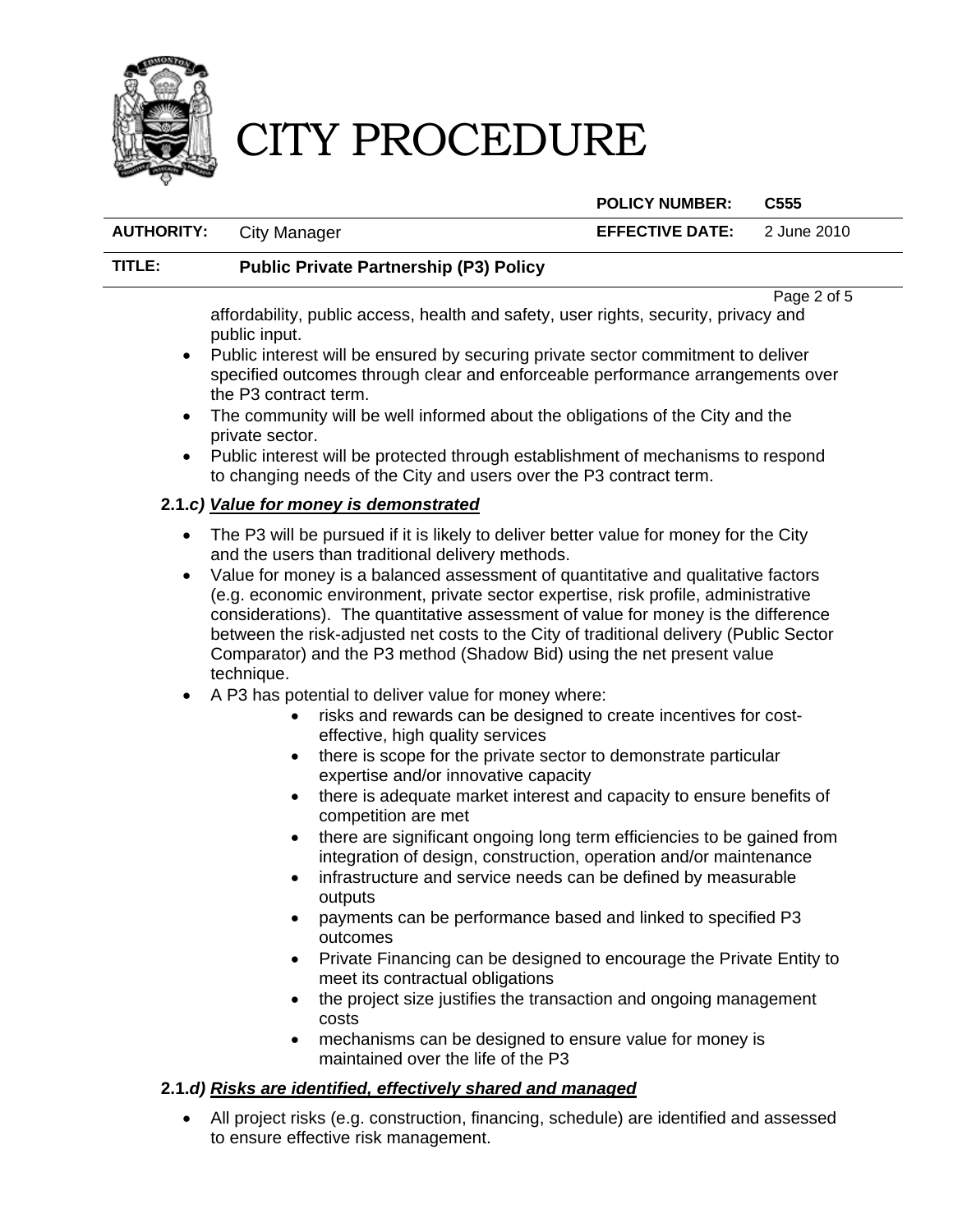affordability, public access, health and safety, user rights, security, privacy and public input.

- Public interest will be ensured by securing private sector commitment to deliver specified outcomes through clear and enforceable performance arrangements over the P3 contract term.
- The community will be well informed about the obligations of the City and the private sector.
- Public interest will be protected through establishment of mechanisms to respond to changing needs of the City and users over the P3 contract term.

**2.1.*c) <u>Value for money is demonstrated</u>***

- The P3 will be pursued if it is likely to deliver better value for money for the City and the users than traditional delivery methods.
- Value for money is a balanced assessment of quantitative and qualitative factors (e.g. economic environment, private sector expertise, risk profile, administrative considerations). The quantitative assessment of value for money is the difference between the risk-adjusted net costs to the City of traditional delivery (Public Sector Comparator) and the P3 method (Shadow Bid) using the net present value technique.
- A P3 has potential to deliver value for money where:
    - risks and rewards can be designed to create incentives for cost-effective, high quality services
    - there is scope for the private sector to demonstrate particular expertise and/or innovative capacity
    - there is adequate market interest and capacity to ensure benefits of competition are met
    - there are significant ongoing long term efficiencies to be gained from integration of design, construction, operation and/or maintenance
    - infrastructure and service needs can be defined by measurable outputs
    - payments can be performance based and linked to specified P3 outcomes
    - Private Financing can be designed to encourage the Private Entity to meet its contractual obligations
    - the project size justifies the transaction and ongoing management costs
    - mechanisms can be designed to ensure value for money is maintained over the life of the P3

**2.1.*d) <u>Risks are identified, effectively shared and managed</u>***

- All project risks (e.g. construction, financing, schedule) are identified and assessed to ensure effective risk management.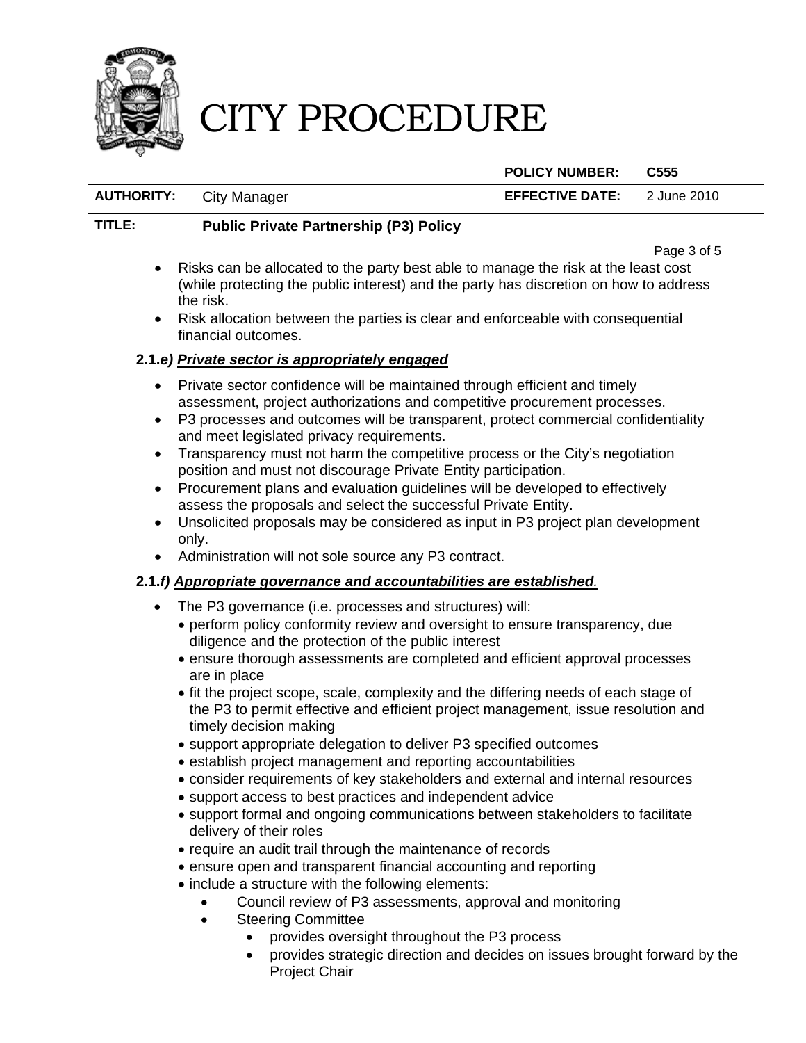- Risks can be allocated to the party best able to manage the risk at the least cost (while protecting the public interest) and the party has discretion on how to address the risk.
- Risk allocation between the parties is clear and enforceable with consequential financial outcomes.

**2.1.*e) Private sector is appropriately engaged***

- Private sector confidence will be maintained through efficient and timely assessment, project authorizations and competitive procurement processes.
- P3 processes and outcomes will be transparent, protect commercial confidentiality and meet legislated privacy requirements.
- Transparency must not harm the competitive process or the City's negotiation position and must not discourage Private Entity participation.
- Procurement plans and evaluation guidelines will be developed to effectively assess the proposals and select the successful Private Entity.
- Unsolicited proposals may be considered as input in P3 project plan development only.
- Administration will not sole source any P3 contract.

**2.1.*f) Appropriate governance and accountabilities are established.***

- The P3 governance (i.e. processes and structures) will:
  - perform policy conformity review and oversight to ensure transparency, due diligence and the protection of the public interest
  - ensure thorough assessments are completed and efficient approval processes are in place
  - fit the project scope, scale, complexity and the differing needs of each stage of the P3 to permit effective and efficient project management, issue resolution and timely decision making
  - support appropriate delegation to deliver P3 specified outcomes
  - establish project management and reporting accountabilities
  - consider requirements of key stakeholders and external and internal resources
  - support access to best practices and independent advice
  - support formal and ongoing communications between stakeholders to facilitate delivery of their roles
  - require an audit trail through the maintenance of records
  - ensure open and transparent financial accounting and reporting
  - include a structure with the following elements:
    - Council review of P3 assessments, approval and monitoring
    - Steering Committee
      - provides oversight throughout the P3 process
      - provides strategic direction and decides on issues brought forward by the Project Chair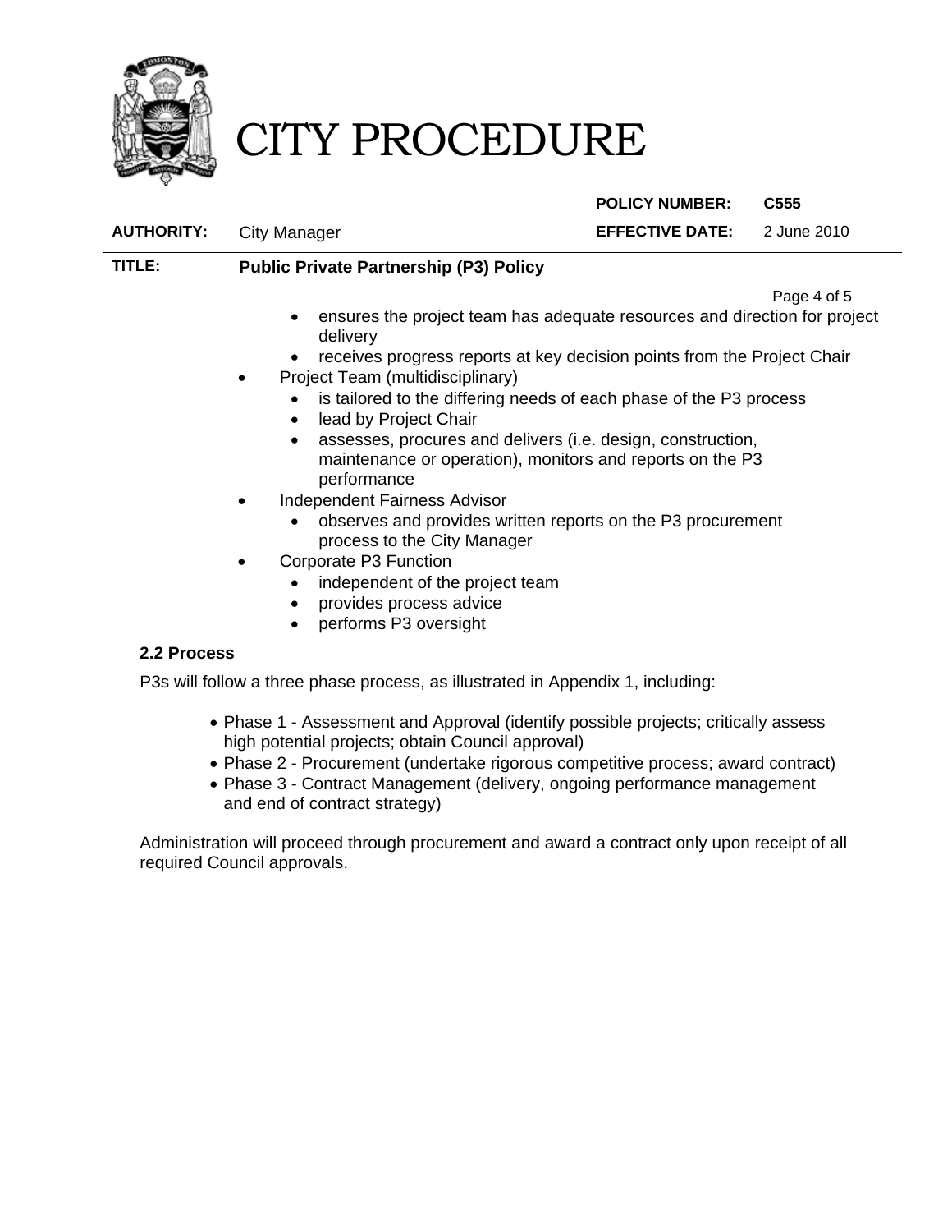- ensures the project team has adequate resources and direction for project delivery
    - receives progress reports at key decision points from the Project Chair
- Project Team (multidisciplinary)
    - is tailored to the differing needs of each phase of the P3 process
    - lead by Project Chair
    - assesses, procures and delivers (i.e. design, construction, maintenance or operation), monitors and reports on the P3 performance
- Independent Fairness Advisor
    - observes and provides written reports on the P3 procurement process to the City Manager
- Corporate P3 Function
    - independent of the project team
    - provides process advice
    - performs P3 oversight

### 2.2 Process

P3s will follow a three phase process, as illustrated in Appendix 1, including:

- Phase 1 - Assessment and Approval (identify possible projects; critically assess high potential projects; obtain Council approval)
- Phase 2 - Procurement (undertake rigorous competitive process; award contract)
- Phase 3 - Contract Management (delivery, ongoing performance management and end of contract strategy)

Administration will proceed through procurement and award a contract only upon receipt of all required Council approvals.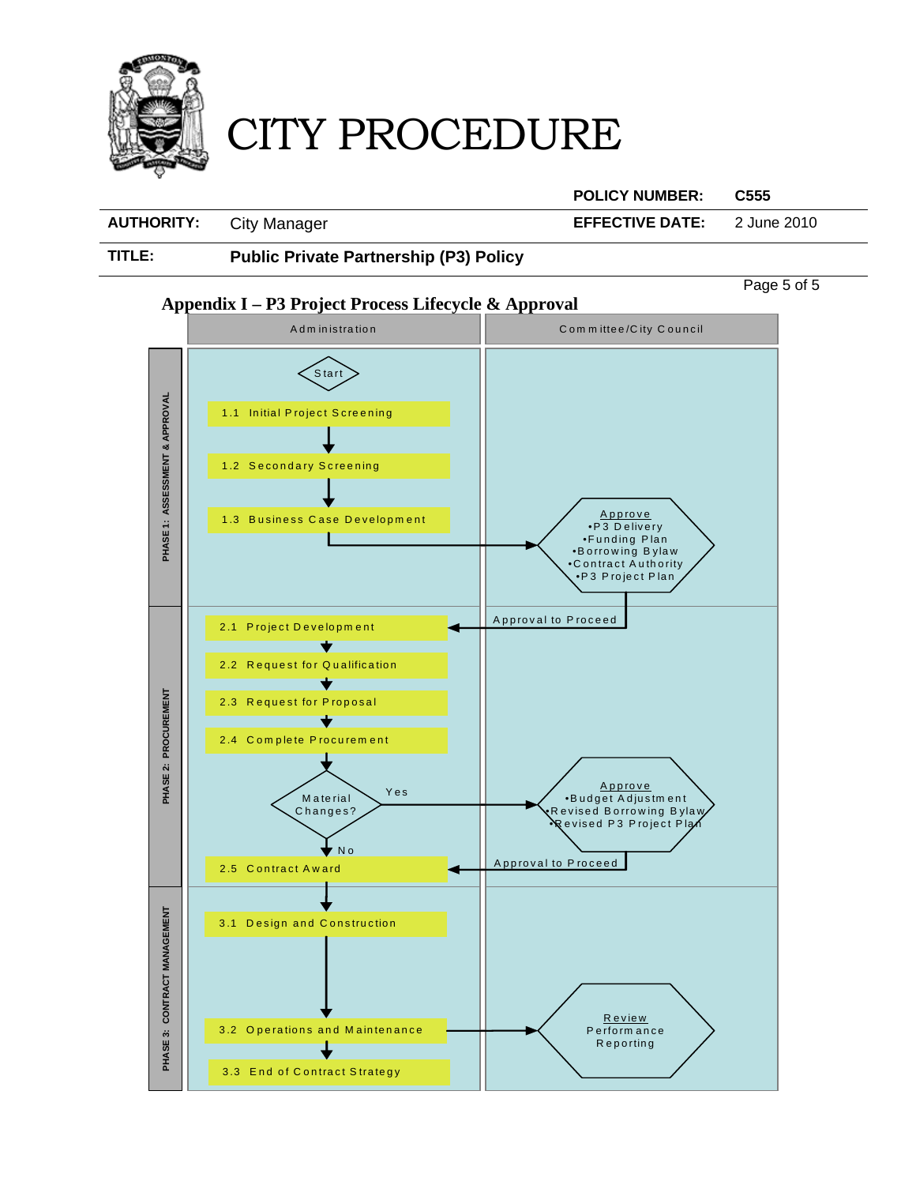# CITY PROCEDURE

| | | | |
|---|---|---|---|
| | | **POLICY NUMBER:** | **C555** |
| **AUTHORITY:** | City Manager | **EFFECTIVE DATE:** | 2 June 2010 |
| **TITLE:** | **Public Private Partnership (P3) Policy** | | |

## Appendix I – P3 Project Process Lifecycle & Approval

Administration

Committee/City Council

PHASE 1: ASSESSMENT & APPROVAL

Start

1.1 Initial Project Screening

1.2 Secondary Screening

1.3 Business Case Development

Approve
•P3 Delivery
•Funding Plan
•Borrowing Bylaw
•Contract Authority
•P3 Project Plan

Approval to Proceed

PHASE 2: PROCUREMENT

2.1 Project Development

2.2 Request for Qualification

2.3 Request for Proposal

2.4 Complete Procurement

Material Changes?

Yes

Approve
•Budget Adjustment
•Revised Borrowing Bylaw
•Revised P3 Project Plan

No

Approval to Proceed

2.5 Contract Award

PHASE 3: CONTRACT MANAGEMENT

3.1 Design and Construction

3.2 Operations and Maintenance

Review
Performance
Reporting

3.3 End of Contract Strategy